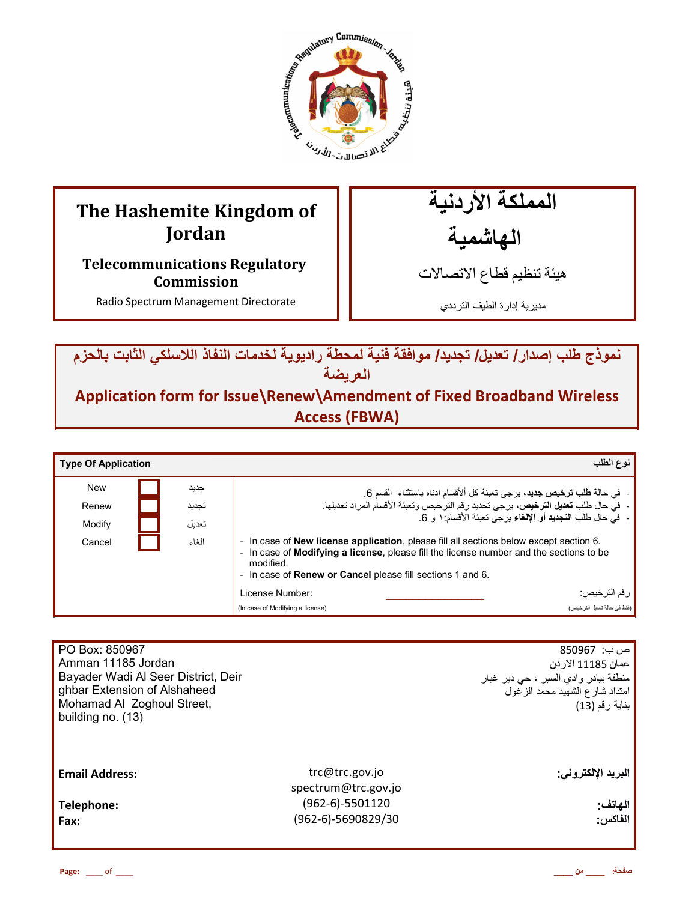| The Hashemite Kingdom of Jordan | المملكة الأردنية الهاشمية |
|---|---|
| **Telecommunications Regulatory Commission** | هيئة تنظيم قطاع الاتصالات |
| Radio Spectrum Management Directorate | مديرية إدارة الطيف الترددي |

# نموذج طلب إصدار/ تعديل/ تجديد/ موافقة فنية لمحطة راديوية لخدمات النفاذ اللاسلكي الثابت بالحزم العريضة

# Application form for Issue\Renew\Amendment of Fixed Broadband Wireless Access (FBWA)

| **Type Of Application** | | | **نوع الطلب** |
|---|---|---|---|
| New | ☐ | جديد | - في حالة **طلب ترخيص جديد**، يرجى تعبئة كل ألأقسام ادناه باستثناء القسم 6. |
| Renew | ☐ | تجديد | - في حال طلب **تعديل الترخيص**، يرجى تحديد رقم الترخيص وتعبئة الأقسام المراد تعديلها. |
| Modify | ☐ | تعديل | - في حال طلب **التجديد أو الإلغاء** يرجى تعبئة الأقسام:١ و 6. |
| Cancel | ☐ | الغاء | - In case of **New license application**, please fill all sections below except section 6.<br>- In case of **Modifying a license**, please fill the license number and the sections to be modified.<br>- In case of **Renew or Cancel** please fill sections 1 and 6. |
| | | | License Number: ________________ رقم الترخيص:<br>(In case of Modifying a license) (فقط في حالة تعديل الترخيص) |

| | |
|---|---|
| PO Box: 850967<br>Amman 11185 Jordan<br>Bayader Wadi Al Seer District, Deir ghbar Extension of Alshaheed Mohamad Al Zoghoul Street, building no. (13) | ص ب: 850967<br>عمان 11185 الاردن<br>منطقة بيادر وادي السير ، حي دير غبار<br>امتداد شارع الشهيد محمد الزغول<br>بناية رقم (13) |

| | | |
|---|---|---|
| **Email Address:** | trc@trc.gov.jo<br>spectrum@trc.gov.jo | **البريد الإلكتروني:** |
| **Telephone:** | (962-6)-5501120 | **الهاتف:** |
| **Fax:** | (962-6)-5690829/30 | **الفاكس:** |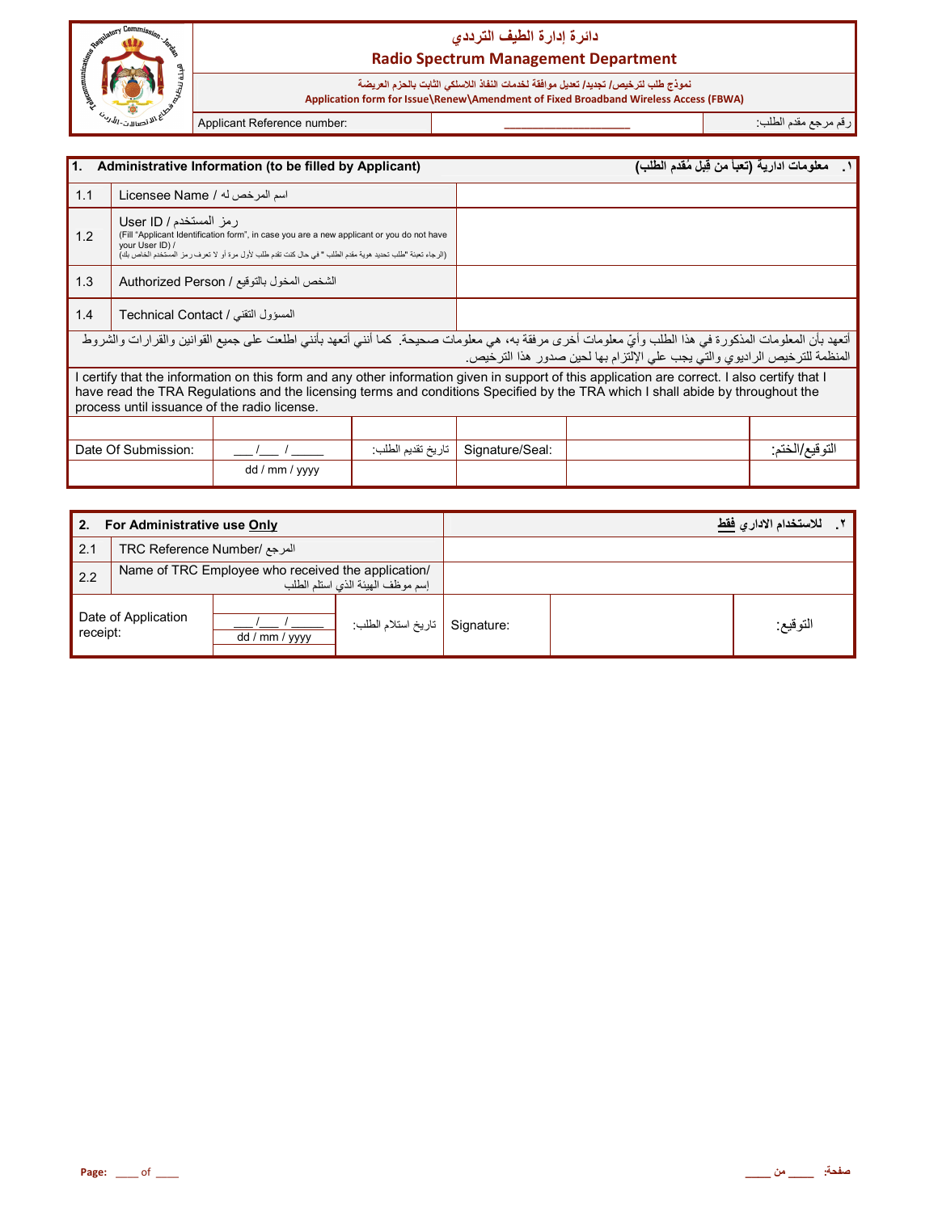# دائرة إدارة الطيف الترددي
## Radio Spectrum Management Department

نموذج طلب لترخيص/ تجديد/ تعديل موافقة لخدمات النفاذ اللاسلكي الثابت بالحزم العريضة
**Application form for Issue\Renew\Amendment of Fixed Broadband Wireless Access (FBWA)**

| Applicant Reference number: | ___________________ | رقم مرجع مقدم الطلب: |
|---|---|---|

| **1. Administrative Information (to be filled by Applicant)** | | **١. معلومات ادارية (تعبأ من قبل مُقدم الطلب)** |
|---|---|---|
| 1.1 | Licensee Name / اسم المرخص له | |
| 1.2 | User ID / رمز المستخدم (Fill "Applicant Identification form", in case you are a new applicant or you do not have your User ID) / (الرجاء تعبئة "طلب تحديد هوية مقدم الطلب " في حال كنت تقدم طلب لأول مرة أو لا تعرف رمز المستخدم الخاص بك) | |
| 1.3 | Authorized Person / الشخص المخول بالتوقيع | |
| 1.4 | Technical Contact / المسؤول التقني | |

أتعهد بأن المعلومات المذكورة في هذا الطلب وأيّ معلومات أخرى مرفقة به، هي معلومات صحيحة. كما أنني أتعهد بأنني اطلعت على جميع القوانين والقرارات والشروط المنظمة للترخيص الراديوي والتي يجب علي الإلتزام بها لحين صدور هذا الترخيص.

I certify that the information on this form and any other information given in support of this application are correct. I also certify that I have read the TRA Regulations and the licensing terms and conditions Specified by the TRA which I shall abide by throughout the process until issuance of the radio license.

| Date Of Submission: | ___/___ / _____ dd / mm / yyyy | تاريخ تقديم الطلب: | Signature/Seal: | | التوقيع/الختم: |
|---|---|---|---|---|---|

| **2. For Administrative use Only** | | **٢. للاستخدام الاداري فقط** |
|---|---|---|
| 2.1 | TRC Reference Number/ المرجع | |
| 2.2 | Name of TRC Employee who received the application/ إسم موظف الهيئة الذي استلم الطلب | |

| Date of Application receipt: | ___/___ / _____ dd / mm / yyyy | تاريخ استلام الطلب: | Signature: | | التوقيع: |
|---|---|---|---|---|---|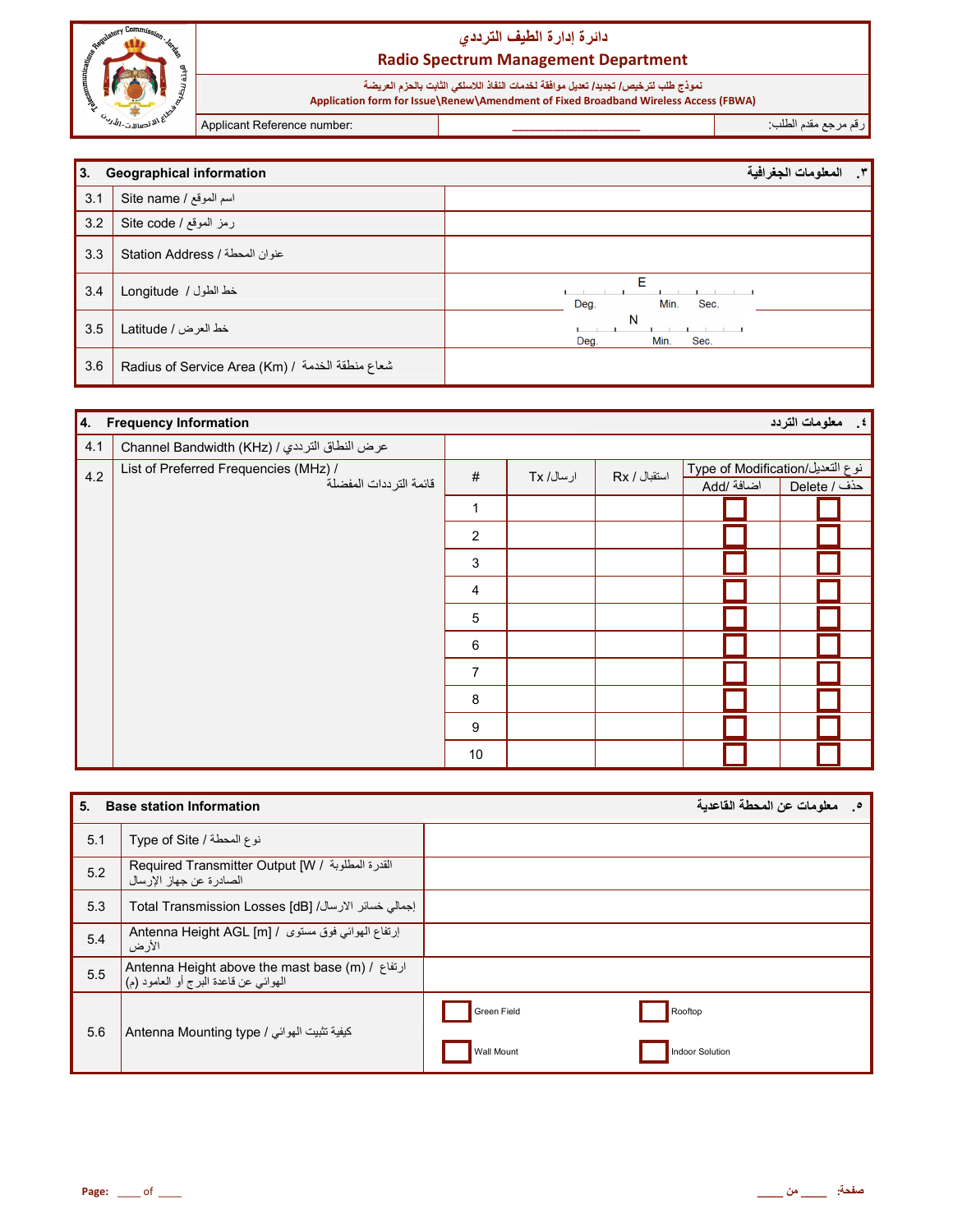# دائرة إدارة الطيف الترددي
## Radio Spectrum Management Department

نموذج طلب لترخيص/ تجديد/ تعديل موافقة لخدمات النفاذ اللاسلكي الثابت بالحزم العريضة
**Application form for Issue\Renew\Amendment of Fixed Broadband Wireless Access (FBWA)**

| Applicant Reference number: | ____________________ | رقم مرجع مقدم الطلب: |
|---|---|---|

| 3. | Geographical information | المعلومات الجغرافية .٣ |
|---|---|---|
| 3.1 | Site name / اسم الموقع | |
| 3.2 | Site code / رمز الموقع | |
| 3.3 | Station Address / عنوان المحطة | |
| 3.4 | Longitude / خط الطول | E ___ Deg. ___ Min. ___ Sec. |
| 3.5 | Latitude / خط العرض | N ___ Deg. ___ Min. ___ Sec. |
| 3.6 | Radius of Service Area (Km) / شعاع منطقة الخدمة | |

| 4. | Frequency Information | | | | معلومات التردد .٤ | |
|---|---|---|---|---|---|---|
| 4.1 | Channel Bandwidth (KHz) / عرض النطاق الترددي | | | | | |
| 4.2 | List of Preferred Frequencies (MHz) / قائمة الترددات المفضلة | # | Tx /ارسال | Rx / استقبال | Type of Modification/نوع التعديل | |
| | | | | | Add/ اضافة | Delete / حذف |
| | | 1 | | | ☐ | ☐ |
| | | 2 | | | ☐ | ☐ |
| | | 3 | | | ☐ | ☐ |
| | | 4 | | | ☐ | ☐ |
| | | 5 | | | ☐ | ☐ |
| | | 6 | | | ☐ | ☐ |
| | | 7 | | | ☐ | ☐ |
| | | 8 | | | ☐ | ☐ |
| | | 9 | | | ☐ | ☐ |
| | | 10 | | | ☐ | ☐ |

| 5. | Base station Information | معلومات عن المحطة القاعدية .٥ |
|---|---|---|
| 5.1 | Type of Site / نوع المحطة | |
| 5.2 | Required Transmitter Output [W / القدرة المطلوبة الصادرة عن جهاز الإرسال | |
| 5.3 | Total Transmission Losses [dB] /إجمالي خسائر الارسال | |
| 5.4 | Antenna Height AGL [m] / إرتفاع الهوائي فوق مستوى الأرض | |
| 5.5 | Antenna Height above the mast base (m) / ارتفاع الهوائي عن قاعدة البرج أو العامود (م) | |
| 5.6 | Antenna Mounting type / كيفية تثبيت الهوائي | ☐ Green Field ☐ Rooftop ☐ Wall Mount ☐ Indoor Solution |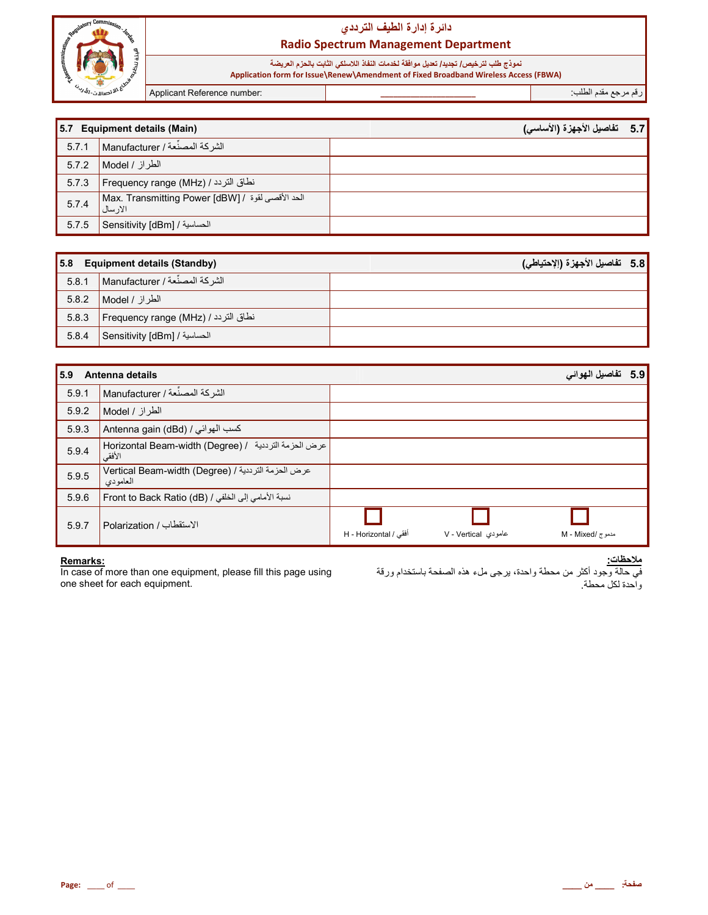# دائرة إدارة الطيف الترددي
## Radio Spectrum Management Department

نموذج طلب لترخيص/ تجديد/ تعديل موافقة لخدمات النفاذ اللاسلكي الثابت بالحزم العريضة

Application form for Issue\Renew\Amendment of Fixed Broadband Wireless Access (FBWA)

| Applicant Reference number: | ___________________ | رقم مرجع مقدم الطلب: |
|---|---|---|

| 5.7 Equipment details (Main) | | 5.7 تفاصيل الأجهزة (الأساسي) |
|---|---|---|
| 5.7.1 | Manufacturer / الشركة المصنِّعة | |
| 5.7.2 | Model / الطراز | |
| 5.7.3 | Frequency range (MHz) / نطاق التردد | |
| 5.7.4 | Max. Transmitting Power [dBW] / الحد الأقصى لقوة الارسال | |
| 5.7.5 | Sensitivity [dBm] / الحساسية | |

| 5.8 Equipment details (Standby) | | 5.8 تفاصيل الأجهزة (الإحتياطي) |
|---|---|---|
| 5.8.1 | Manufacturer / الشركة المصنِّعة | |
| 5.8.2 | Model / الطراز | |
| 5.8.3 | Frequency range (MHz) / نطاق التردد | |
| 5.8.4 | Sensitivity [dBm] / الحساسية | |

| 5.9 Antenna details | | 5.9 تفاصيل الهوائي | | |
|---|---|---|---|---|
| 5.9.1 | Manufacturer / الشركة المصنِّعة | | | |
| 5.9.2 | Model / الطراز | | | |
| 5.9.3 | Antenna gain (dBd) / كسب الهوائي | | | |
| 5.9.4 | Horizontal Beam-width (Degree) / عرض الحزمة الترددية الأفقي | | | |
| 5.9.5 | Vertical Beam-width (Degree) / عرض الحزمة الترددية العامودي | | | |
| 5.9.6 | Front to Back Ratio (dB) / نسبة الأمامي إلى الخلفي | | | |
| 5.9.7 | Polarization / الاستقطاب | ☐ H - Horizontal / أفقي | ☐ V - Vertical عامودي | ☐ M - Mixed/ ممزوج |

**Remarks:**
In case of more than one equipment, please fill this page using one sheet for each equipment.

**ملاحظات:**
في حالة وجود أكثر من محطة واحدة، يرجى ملء هذه الصفحة باستخدام ورقة واحدة لكل محطة.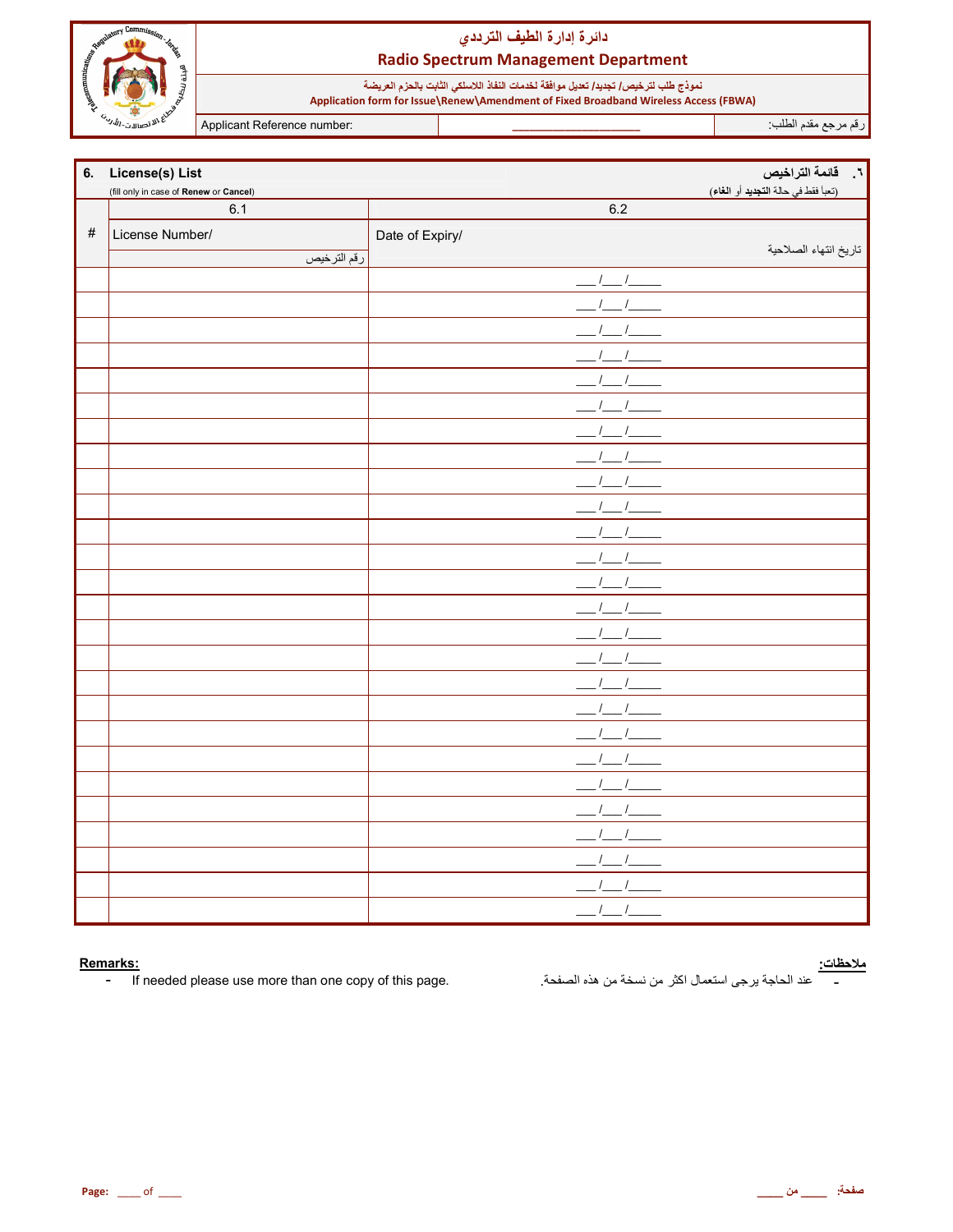# دائرة إدارة الطيف الترددي
## Radio Spectrum Management Department

نموذج طلب لترخيص/ تجديد/ تعديل موافقة لخدمات النفاذ اللاسلكي الثابت بالحزم العريضة

**Application form for Issue\Renew\Amendment of Fixed Broadband Wireless Access (FBWA)**

| Applicant Reference number: | ___________________ | رقم مرجع مقدم الطلب: |
|---|---|---|

## 6. License(s) List — ٦. قائمة التراخيص

(fill only in case of **Renew** or **Cancel**) — (تعبأ فقط في حالة **التجديد** أو **الغاء**)

| # | 6.1 License Number/ رقم الترخيص | 6.2 Date of Expiry/ تاريخ انتهاء الصلاحية |
|---|---|---|
| | | ___/___/_____ |
| | | ___/___/_____ |
| | | ___/___/_____ |
| | | ___/___/_____ |
| | | ___/___/_____ |
| | | ___/___/_____ |
| | | ___/___/_____ |
| | | ___/___/_____ |
| | | ___/___/_____ |
| | | ___/___/_____ |
| | | ___/___/_____ |
| | | ___/___/_____ |
| | | ___/___/_____ |
| | | ___/___/_____ |
| | | ___/___/_____ |
| | | ___/___/_____ |
| | | ___/___/_____ |
| | | ___/___/_____ |
| | | ___/___/_____ |
| | | ___/___/_____ |
| | | ___/___/_____ |
| | | ___/___/_____ |
| | | ___/___/_____ |
| | | ___/___/_____ |
| | | ___/___/_____ |
| | | ___/___/_____ |

**Remarks:**

- If needed please use more than one copy of this page.

**ملاحظات:**

- عند الحاجة يرجى استعمال اكثر من نسخة من هذه الصفحة.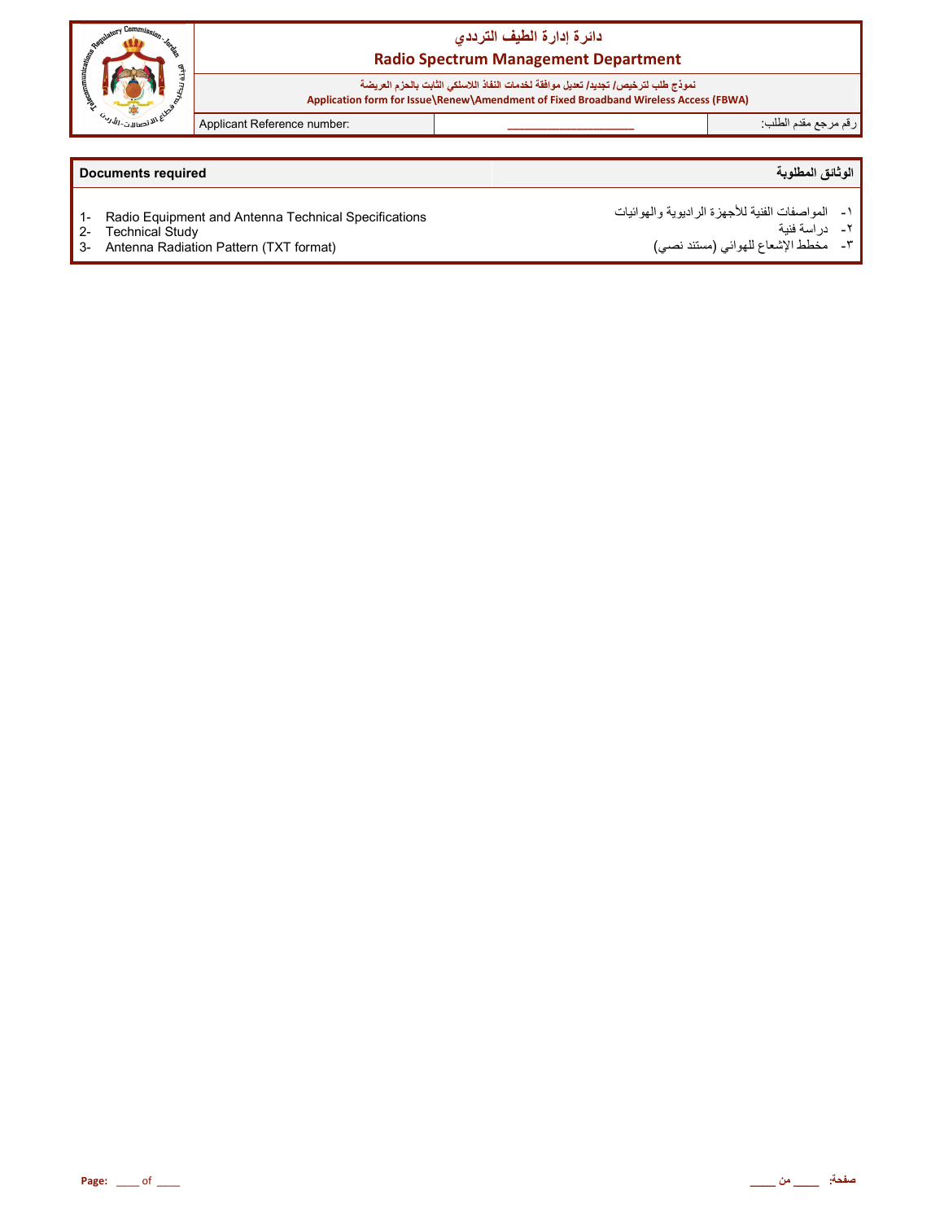| | |
|---|---|
| **دائرة إدارة الطيف الترددي** | |
| **Radio Spectrum Management Department** | |
| **نموذج طلب لترخيص/ تجديد/ تعديل موافقة لخدمات النفاذ اللاسلكي الثابت بالحزم العريضة** | |
| **Application form for Issue\Renew\Amendment of Fixed Broadband Wireless Access (FBWA)** | |
| Applicant Reference number: ____________________ | رقم مرجع مقدم الطلب: |

| **Documents required** | **الوثائق المطلوبة** |
|---|---|
| 1- Radio Equipment and Antenna Technical Specifications | ١- المواصفات الفنية للأجهزة الراديوية والهوائيات |
| 2- Technical Study | ٢- دراسة فنية |
| 3- Antenna Radiation Pattern (TXT format) | ٣- مخطط الإشعاع للهوائي (مستند نصي) |